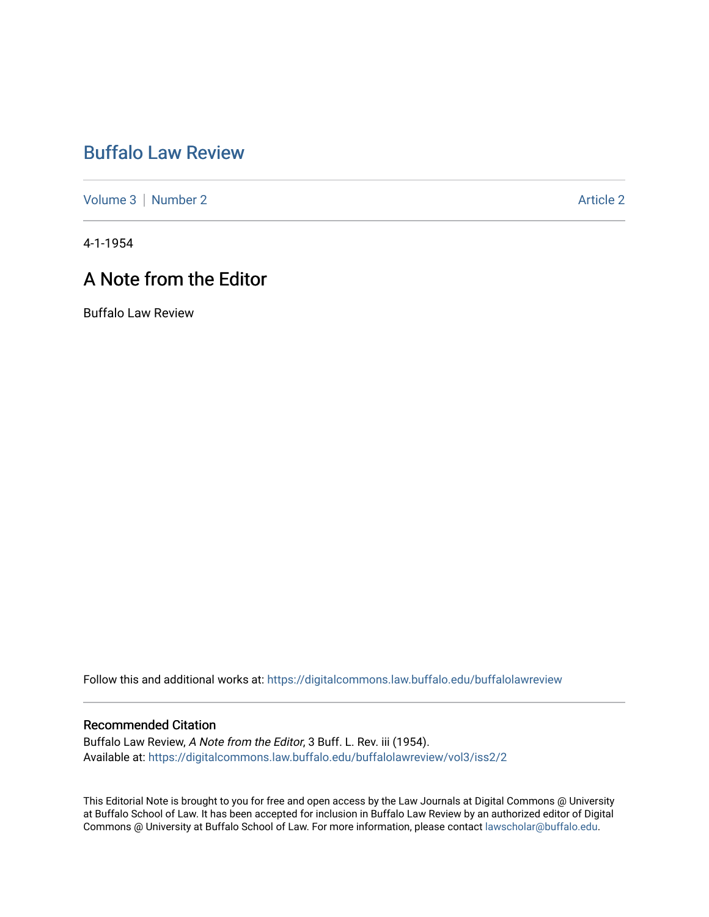# Buffalo Law Review

Volume 3 | Number 2 | Article 2

4-1-1954

## A Note from the Editor

Buffalo Law Review

Follow this and additional works at: https://digitalcommons.law.buffalo.edu/buffalolawreview

### Recommended Citation

Buffalo Law Review, *A Note from the Editor*, 3 Buff. L. Rev. iii (1954).
Available at: https://digitalcommons.law.buffalo.edu/buffalolawreview/vol3/iss2/2

This Editorial Note is brought to you for free and open access by the Law Journals at Digital Commons @ University at Buffalo School of Law. It has been accepted for inclusion in Buffalo Law Review by an authorized editor of Digital Commons @ University at Buffalo School of Law. For more information, please contact lawscholar@buffalo.edu.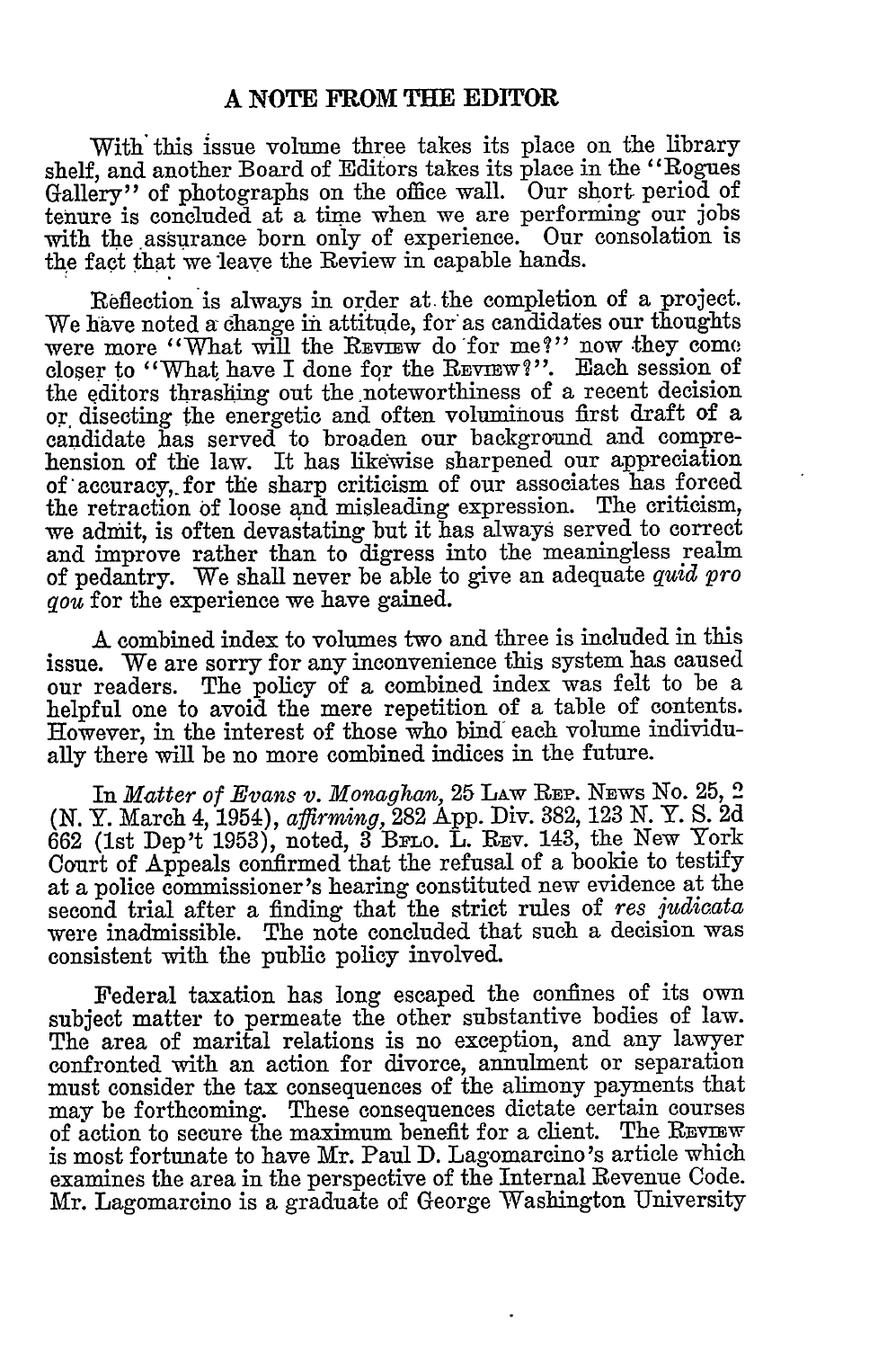## A NOTE FROM THE EDITOR

With this issue volume three takes its place on the library shelf, and another Board of Editors takes its place in the "Rogues Gallery" of photographs on the office wall. Our short period of tenure is concluded at a time when we are performing our jobs with the assurance born only of experience. Our consolation is the fact that we leave the Review in capable hands.

Reflection is always in order at the completion of a project. We have noted a change in attitude, for as candidates our thoughts were more "What will the REVIEW do for me?" now they come closer to "What have I done for the REVIEW?". Each session of the editors thrashing out the noteworthiness of a recent decision or disecting the energetic and often voluminous first draft of a candidate has served to broaden our background and comprehension of the law. It has likewise sharpened our appreciation of accuracy, for the sharp criticism of our associates has forced the retraction of loose and misleading expression. The criticism, we admit, is often devastating but it has always served to correct and improve rather than to digress into the meaningless realm of pedantry. We shall never be able to give an adequate *quid pro qou* for the experience we have gained.

A combined index to volumes two and three is included in this issue. We are sorry for any inconvenience this system has caused our readers. The policy of a combined index was felt to be a helpful one to avoid the mere repetition of a table of contents. However, in the interest of those who bind each volume individually there will be no more combined indices in the future.

In *Matter of Evans v. Monaghan*, 25 LAW REP. NEWS No. 25, 2 (N. Y. March 4, 1954), *affirming*, 282 App. Div. 382, 123 N. Y. S. 2d 662 (1st Dep't 1953), noted, 3 BFLO. L. REV. 143, the New York Court of Appeals confirmed that the refusal of a bookie to testify at a police commissioner's hearing constituted new evidence at the second trial after a finding that the strict rules of *res judicata* were inadmissible. The note concluded that such a decision was consistent with the public policy involved.

Federal taxation has long escaped the confines of its own subject matter to permeate the other substantive bodies of law. The area of marital relations is no exception, and any lawyer confronted with an action for divorce, annulment or separation must consider the tax consequences of the alimony payments that may be forthcoming. These consequences dictate certain courses of action to secure the maximum benefit for a client. The REVIEW is most fortunate to have Mr. Paul D. Lagomarcino's article which examines the area in the perspective of the Internal Revenue Code. Mr. Lagomarcino is a graduate of George Washington University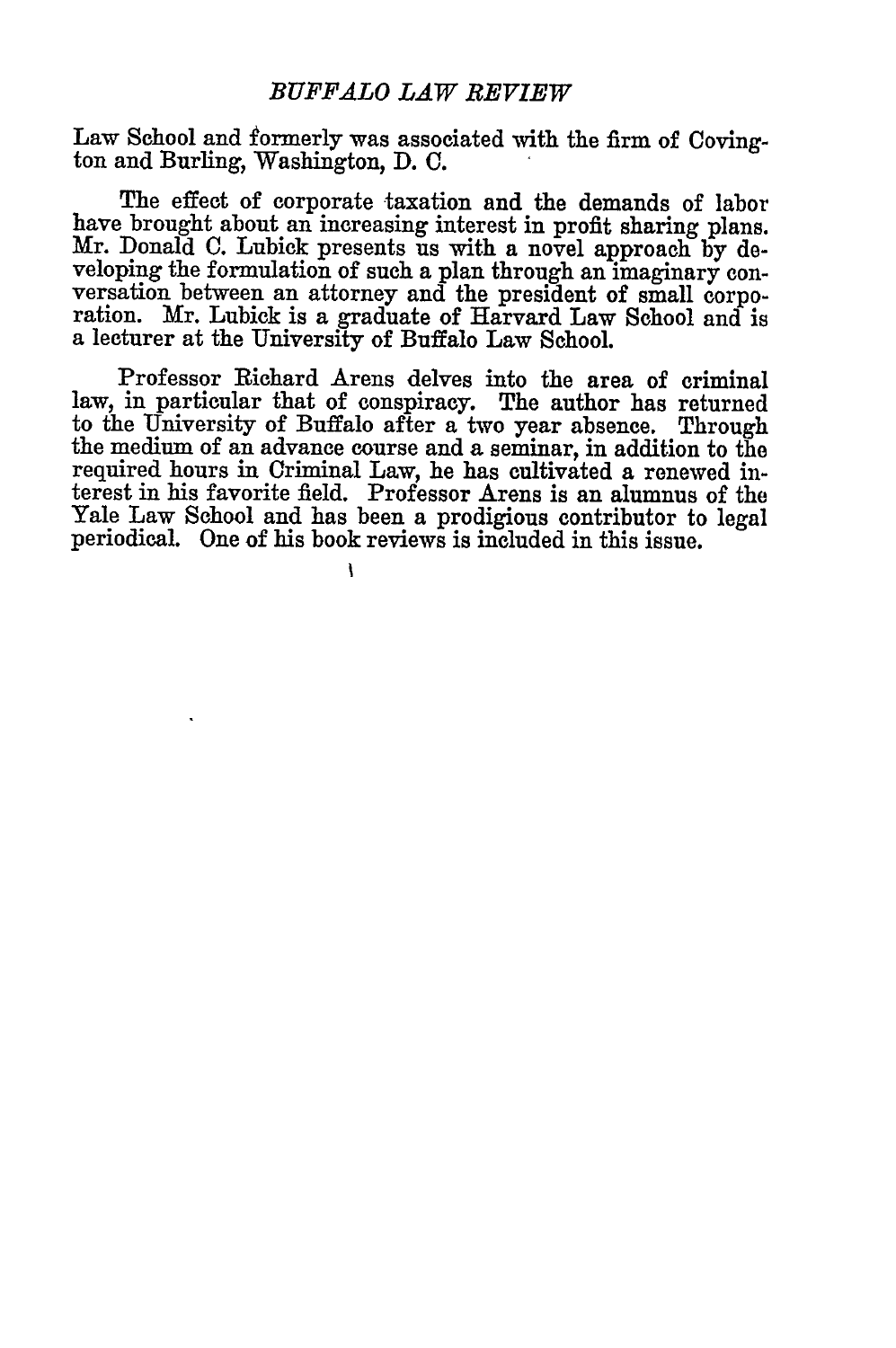Law School and formerly was associated with the firm of Covington and Burling, Washington, D. C.

The effect of corporate taxation and the demands of labor have brought about an increasing interest in profit sharing plans. Mr. Donald C. Lubick presents us with a novel approach by developing the formulation of such a plan through an imaginary conversation between an attorney and the president of small corporation. Mr. Lubick is a graduate of Harvard Law School and is a lecturer at the University of Buffalo Law School.

Professor Richard Arens delves into the area of criminal law, in particular that of conspiracy. The author has returned to the University of Buffalo after a two year absence. Through the medium of an advance course and a seminar, in addition to the required hours in Criminal Law, he has cultivated a renewed interest in his favorite field. Professor Arens is an alumnus of the Yale Law School and has been a prodigious contributor to legal periodical. One of his book reviews is included in this issue.